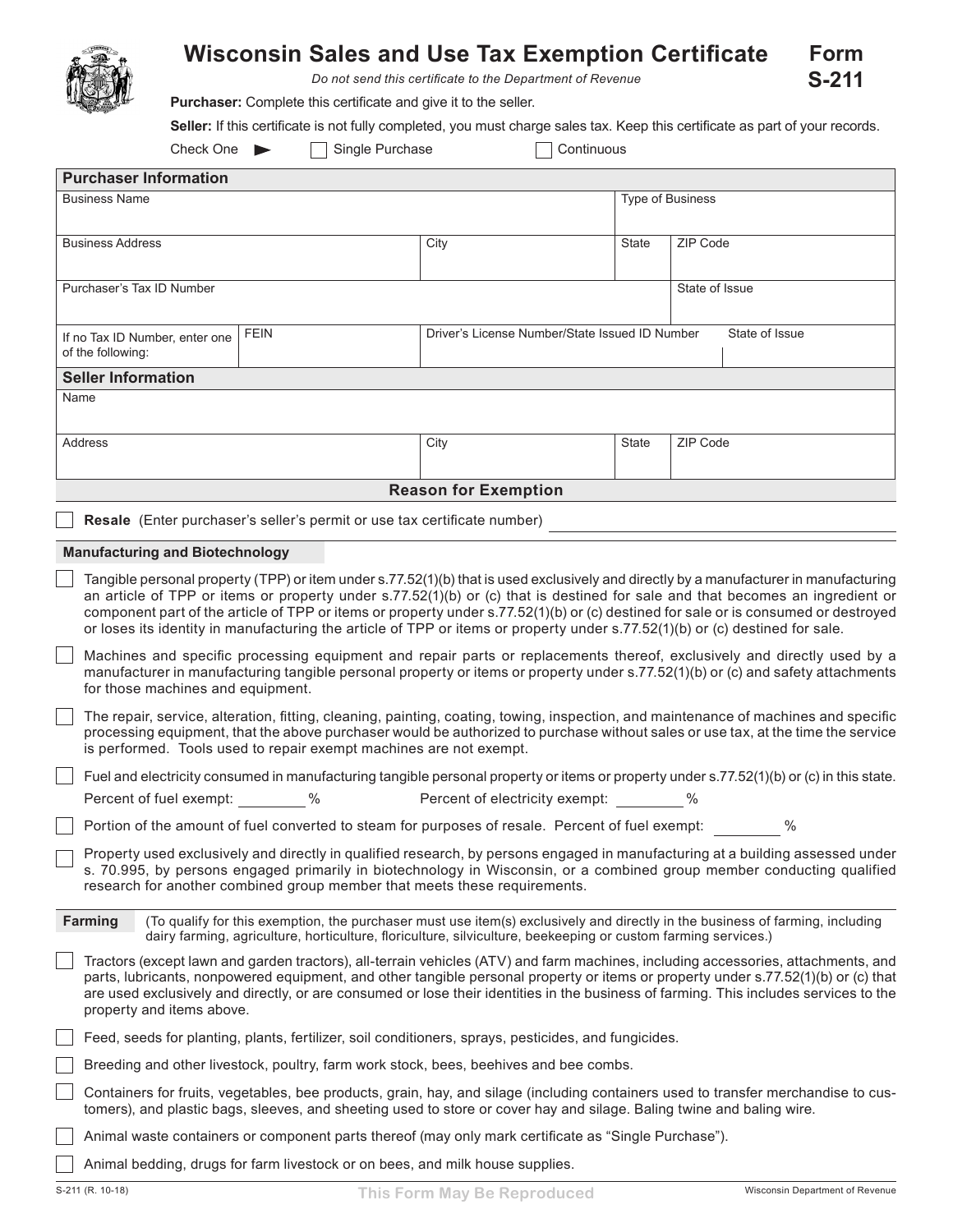# Wisconsin Sales and Use Tax Exemption Certificate

**Form S-211**

*Do not send this certificate to the Department of Revenue*

**Purchaser:** Complete this certificate and give it to the seller.

**Seller:** If this certificate is not fully completed, you must charge sales tax. Keep this certificate as part of your records.

Check One ► ☐ Single Purchase ☐ Continuous

## Purchaser Information

| Business Name | | | Type of Business | |
|---|---|---|---|---|
| Business Address | City | | State | ZIP Code |
| Purchaser's Tax ID Number | | | | State of Issue |
| If no Tax ID Number, enter one of the following: | FEIN | Driver's License Number/State Issued ID Number | | State of Issue |

## Seller Information

| Name | | | |
|---|---|---|---|
| Address | City | State | ZIP Code |

## Reason for Exemption

☐ **Resale** (Enter purchaser's seller's permit or use tax certificate number) ______________________

### Manufacturing and Biotechnology

☐ Tangible personal property (TPP) or item under s.77.52(1)(b) that is used exclusively and directly by a manufacturer in manufacturing an article of TPP or items or property under s.77.52(1)(b) or (c) that is destined for sale and that becomes an ingredient or component part of the article of TPP or items or property under s.77.52(1)(b) or (c) destined for sale or is consumed or destroyed or loses its identity in manufacturing the article of TPP or items or property under s.77.52(1)(b) or (c) destined for sale.

☐ Machines and specific processing equipment and repair parts or replacements thereof, exclusively and directly used by a manufacturer in manufacturing tangible personal property or items or property under s.77.52(1)(b) or (c) and safety attachments for those machines and equipment.

☐ The repair, service, alteration, fitting, cleaning, painting, coating, towing, inspection, and maintenance of machines and specific processing equipment, that the above purchaser would be authorized to purchase without sales or use tax, at the time the service is performed. Tools used to repair exempt machines are not exempt.

☐ Fuel and electricity consumed in manufacturing tangible personal property or items or property under s.77.52(1)(b) or (c) in this state.
Percent of fuel exempt: ________ % Percent of electricity exempt: ________ %

☐ Portion of the amount of fuel converted to steam for purposes of resale. Percent of fuel exempt: ________ %

☐ Property used exclusively and directly in qualified research, by persons engaged in manufacturing at a building assessed under s. 70.995, by persons engaged primarily in biotechnology in Wisconsin, or a combined group member conducting qualified research for another combined group member that meets these requirements.

### Farming

(To qualify for this exemption, the purchaser must use item(s) exclusively and directly in the business of farming, including dairy farming, agriculture, horticulture, floriculture, silviculture, beekeeping or custom farming services.)

☐ Tractors (except lawn and garden tractors), all-terrain vehicles (ATV) and farm machines, including accessories, attachments, and parts, lubricants, nonpowered equipment, and other tangible personal property or items or property under s.77.52(1)(b) or (c) that are used exclusively and directly, or are consumed or lose their identities in the business of farming. This includes services to the property and items above.

☐ Feed, seeds for planting, plants, fertilizer, soil conditioners, sprays, pesticides, and fungicides.

☐ Breeding and other livestock, poultry, farm work stock, bees, beehives and bee combs.

☐ Containers for fruits, vegetables, bee products, grain, hay, and silage (including containers used to transfer merchandise to customers), and plastic bags, sleeves, and sheeting used to store or cover hay and silage. Baling twine and baling wire.

☐ Animal waste containers or component parts thereof (may only mark certificate as "Single Purchase").

☐ Animal bedding, drugs for farm livestock or on bees, and milk house supplies.

S-211 (R. 10-18) **This Form May Be Reproduced** Wisconsin Department of Revenue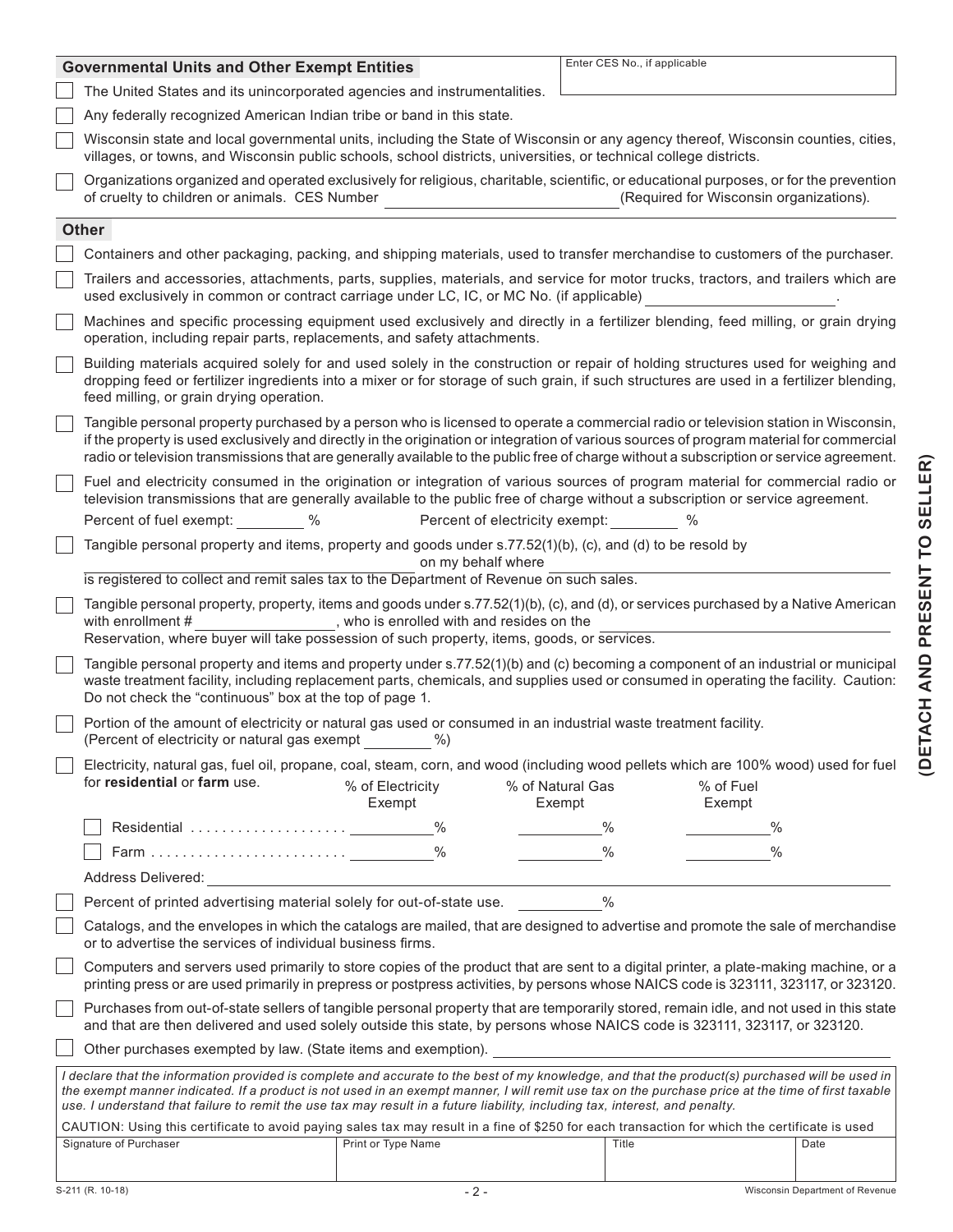## Governmental Units and Other Exempt Entities

Enter CES No., if applicable

- [ ] The United States and its unincorporated agencies and instrumentalities.
- [ ] Any federally recognized American Indian tribe or band in this state.
- [ ] Wisconsin state and local governmental units, including the State of Wisconsin or any agency thereof, Wisconsin counties, cities, villages, or towns, and Wisconsin public schools, school districts, universities, or technical college districts.
- [ ] Organizations organized and operated exclusively for religious, charitable, scientific, or educational purposes, or for the prevention of cruelty to children or animals. CES Number ______________________ (Required for Wisconsin organizations).

## Other

- [ ] Containers and other packaging, packing, and shipping materials, used to transfer merchandise to customers of the purchaser.
- [ ] Trailers and accessories, attachments, parts, supplies, materials, and service for motor trucks, tractors, and trailers which are used exclusively in common or contract carriage under LC, IC, or MC No. (if applicable) ______________________.
- [ ] Machines and specific processing equipment used exclusively and directly in a fertilizer blending, feed milling, or grain drying operation, including repair parts, replacements, and safety attachments.
- [ ] Building materials acquired solely for and used solely in the construction or repair of holding structures used for weighing and dropping feed or fertilizer ingredients into a mixer or for storage of such grain, if such structures are used in a fertilizer blending, feed milling, or grain drying operation.
- [ ] Tangible personal property purchased by a person who is licensed to operate a commercial radio or television station in Wisconsin, if the property is used exclusively and directly in the origination or integration of various sources of program material for commercial radio or television transmissions that are generally available to the public free of charge without a subscription or service agreement.
- [ ] Fuel and electricity consumed in the origination or integration of various sources of program material for commercial radio or television transmissions that are generally available to the public free of charge without a subscription or service agreement.
  Percent of fuel exempt: ________ %  Percent of electricity exempt: ________ %
- [ ] Tangible personal property and items, property and goods under s.77.52(1)(b), (c), and (d) to be resold by ______________________ on my behalf where ______________________ is registered to collect and remit sales tax to the Department of Revenue on such sales.
- [ ] Tangible personal property, property, items and goods under s.77.52(1)(b), (c), and (d), or services purchased by a Native American with enrollment # ________________, who is enrolled with and resides on the ______________________ Reservation, where buyer will take possession of such property, items, goods, or services.
- [ ] Tangible personal property and items and property under s.77.52(1)(b) and (c) becoming a component of an industrial or municipal waste treatment facility, including replacement parts, chemicals, and supplies used or consumed in operating the facility. Caution: Do not check the "continuous" box at the top of page 1.
- [ ] Portion of the amount of electricity or natural gas used or consumed in an industrial waste treatment facility. (Percent of electricity or natural gas exempt ________ %)
- [ ] Electricity, natural gas, fuel oil, propane, coal, steam, corn, and wood (including wood pellets which are 100% wood) used for fuel for **residential** or **farm** use.

| | % of Electricity Exempt | % of Natural Gas Exempt | % of Fuel Exempt |
|---|---|---|---|
| [ ] Residential | ______ % | ______ % | ______ % |
| [ ] Farm | ______ % | ______ % | ______ % |

  Address Delivered: ______________________

- [ ] Percent of printed advertising material solely for out-of-state use. ________ %
- [ ] Catalogs, and the envelopes in which the catalogs are mailed, that are designed to advertise and promote the sale of merchandise or to advertise the services of individual business firms.
- [ ] Computers and servers used primarily to store copies of the product that are sent to a digital printer, a plate-making machine, or a printing press or are used primarily in prepress or postpress activities, by persons whose NAICS code is 323111, 323117, or 323120.
- [ ] Purchases from out-of-state sellers of tangible personal property that are temporarily stored, remain idle, and not used in this state and that are then delivered and used solely outside this state, by persons whose NAICS code is 323111, 323117, or 323120.
- [ ] Other purchases exempted by law. (State items and exemption). ______________________

*I declare that the information provided is complete and accurate to the best of my knowledge, and that the product(s) purchased will be used in the exempt manner indicated. If a product is not used in an exempt manner, I will remit use tax on the purchase price at the time of first taxable use. I understand that failure to remit the use tax may result in a future liability, including tax, interest, and penalty.*

CAUTION: Using this certificate to avoid paying sales tax may result in a fine of $250 for each transaction for which the certificate is used

| Signature of Purchaser | Print or Type Name | Title | Date |
|---|---|---|---|
| | | | |

S-211 (R. 10-18)

Wisconsin Department of Revenue

**(DETACH AND PRESENT TO SELLER)**